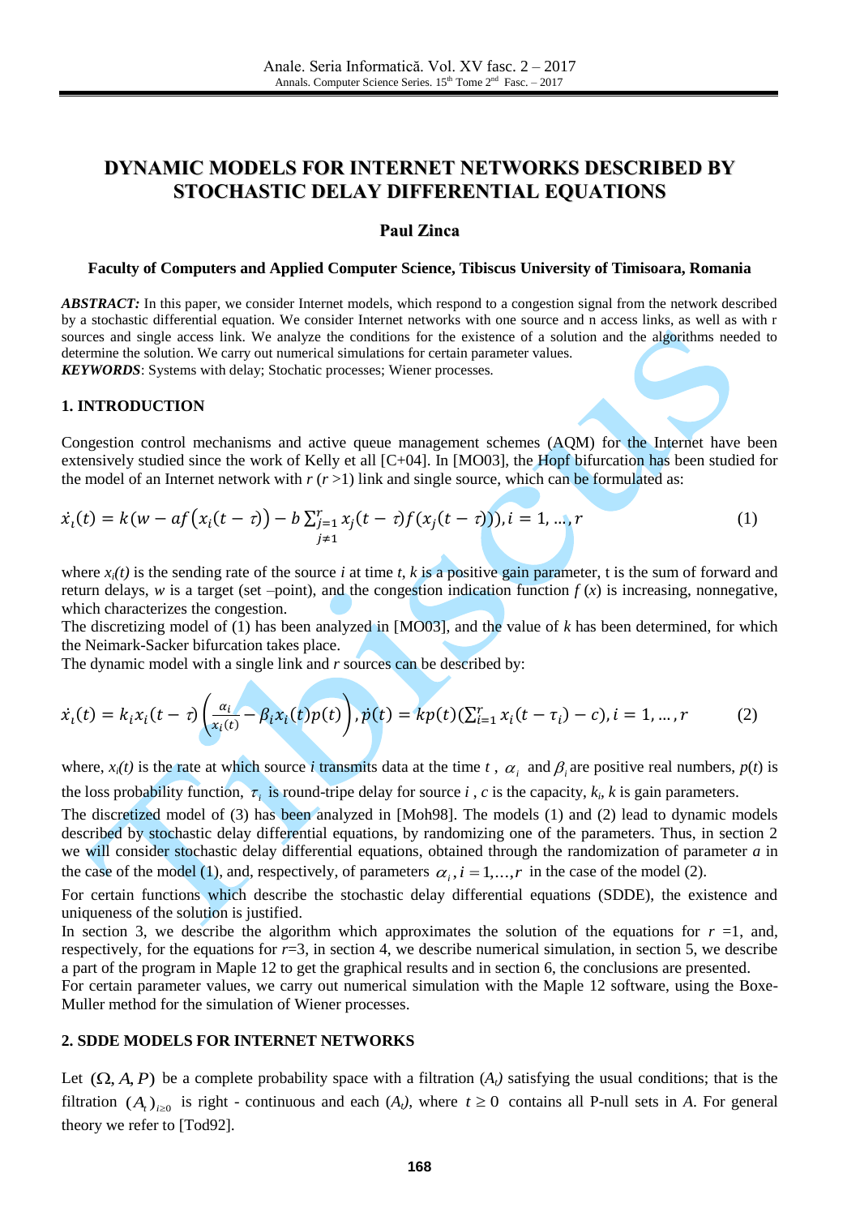# DYNAMIC MODELS FOR INTERNET NETWORKS DESCRIBED BY STOCHASTIC DELAY DIFFERENTIAL EQUATIONS

**Paul Zinca**

**Faculty of Computers and Applied Computer Science, Tibiscus University of Timisoara, Romania**

***ABSTRACT:*** In this paper, we consider Internet models, which respond to a congestion signal from the network described by a stochastic differential equation. We consider Internet networks with one source and n access links, as well as with r sources and single access link. We analyze the conditions for the existence of a solution and the algorithms needed to determine the solution. We carry out numerical simulations for certain parameter values.

***KEYWORDS***: Systems with delay; Stochatic processes; Wiener processes.

## 1. INTRODUCTION

Congestion control mechanisms and active queue management schemes (AQM) for the Internet have been extensively studied since the work of Kelly et all [C+04]. In [MO03], the Hopf bifurcation has been studied for the model of an Internet network with $r$ ($r > 1$) link and single source, which can be formulated as:

$$\dot{x}_i(t) = k\Big(w - af\big(x_i(t-\tau)\big) - b\sum_{\substack{j=1 \\ j\neq 1}}^{r} x_j(t-\tau) f(x_j(t-\tau))\Big), i = 1, \ldots, r \tag{1}$$

where $x_i(t)$ is the sending rate of the source $i$ at time $t$, $k$ is a positive gain parameter, t is the sum of forward and return delays, $w$ is a target (set –point), and the congestion indication function $f(x)$ is increasing, nonnegative, which characterizes the congestion.

The discretizing model of (1) has been analyzed in [MO03], and the value of $k$ has been determined, for which the Neimark-Sacker bifurcation takes place.

The dynamic model with a single link and $r$ sources can be described by:

$$\dot{x}_i(t) = k_i x_i(t-\tau)\left(\frac{\alpha_i}{x_i(t)} - \beta_i x_i(t) p(t)\right), \dot{p}(t) = kp(t)\big(\textstyle\sum_{i=1}^{r} x_i(t-\tau_i) - c\big), i = 1, \ldots, r \tag{2}$$

where, $x_i(t)$ is the rate at which source $i$ transmits data at the time $t$, $\alpha_i$ and $\beta_i$ are positive real numbers, $p(t)$ is the loss probability function, $\tau_i$ is round-tripe delay for source $i$, $c$ is the capacity, $k_i$, $k$ is gain parameters.

The discretized model of (3) has been analyzed in [Moh98]. The models (1) and (2) lead to dynamic models described by stochastic delay differential equations, by randomizing one of the parameters. Thus, in section 2 we will consider stochastic delay differential equations, obtained through the randomization of parameter $a$ in the case of the model (1), and, respectively, of parameters $\alpha_i, i = 1, \ldots, r$ in the case of the model (2).

For certain functions which describe the stochastic delay differential equations (SDDE), the existence and uniqueness of the solution is justified.

In section 3, we describe the algorithm which approximates the solution of the equations for $r = 1$, and, respectively, for the equations for $r = 3$, in section 4, we describe numerical simulation, in section 5, we describe a part of the program in Maple 12 to get the graphical results and in section 6, the conclusions are presented.

For certain parameter values, we carry out numerical simulation with the Maple 12 software, using the Boxe-Muller method for the simulation of Wiener processes.

## 2. SDDE MODELS FOR INTERNET NETWORKS

Let $(\Omega, A, P)$ be a complete probability space with a filtration $(A_t)$ satisfying the usual conditions; that is the filtration $(A_t)_{t\geq 0}$ is right - continuous and each $(A_t)$, where $t \geq 0$ contains all P-null sets in $A$. For general theory we refer to [Tod92].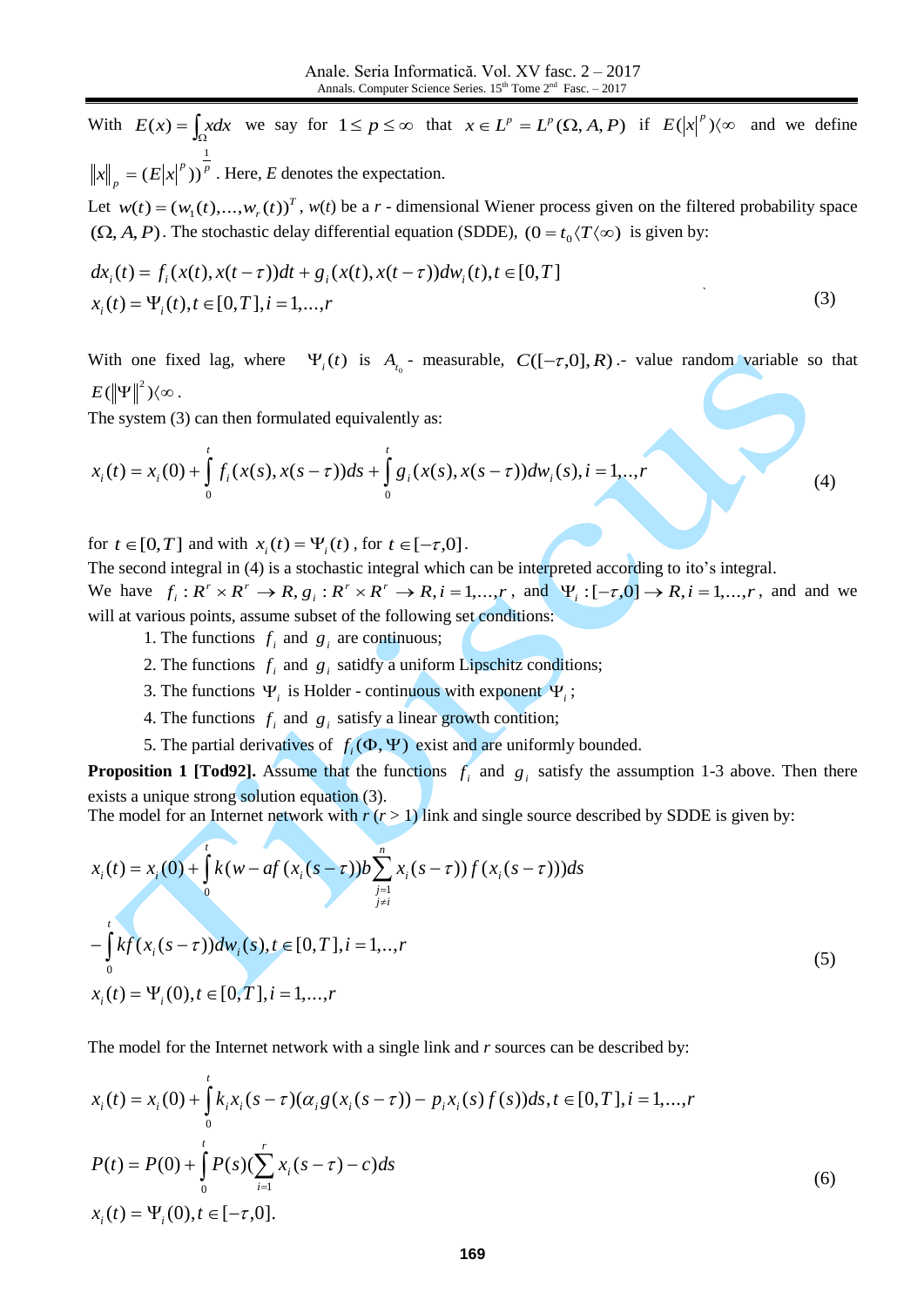With $E(x) = \int_\Omega x dx$ we say for $1 \le p \le \infty$ that $x \in L^p = L^p(\Omega, A, P)$ if $E(|x|^p)\langle\infty$ and we define $\|x\|_p = (E|x|^p))^{\frac{1}{p}}$. Here, $E$ denotes the expectation.

Let $w(t) = (w_1(t),\dots,w_r(t))^T$, $w(t)$ be a $r$ - dimensional Wiener process given on the filtered probability space $(\Omega, A, P)$. The stochastic delay differential equation (SDDE), $(0 = t_0 \langle T \langle \infty)$ is given by:

$$
\begin{aligned}
&dx_i(t) = f_i(x(t), x(t-\tau))dt + g_i(x(t), x(t-\tau))dw_i(t), t \in [0,T] \\
&x_i(t) = \Psi_i(t), t \in [0,T], i = 1,\dots,r
\end{aligned}
\tag{3}
$$

With one fixed lag, where $\Psi_i(t)$ is $A_{t_0}$ - measurable, $C([-\tau,0], R)$.- value random variable so that $E(\|\Psi\|^2)\langle\infty$.

The system (3) can then formulated equivalently as:

$$
x_i(t) = x_i(0) + \int_0^t f_i(x(s), x(s-\tau))ds + \int_0^t g_i(x(s), x(s-\tau))dw_i(s), i = 1,..,r
\tag{4}
$$

for $t \in [0,T]$ and with $x_i(t) = \Psi_i(t)$, for $t \in [-\tau, 0]$.

The second integral in (4) is a stochastic integral which can be interpreted according to ito's integral.

We have $f_i : R^r \times R^r \to R, g_i : R^r \times R^r \to R, i = 1,\dots,r$, and $\Psi_i : [-\tau, 0] \to R, i = 1,\dots,r$, and and we will at various points, assume subset of the following set conditions:

1. The functions $f_i$ and $g_i$ are continuous;
2. The functions $f_i$ and $g_i$ satidfy a uniform Lipschitz conditions;
3. The functions $\Psi_i$ is Holder - continuous with exponent $\Psi_i$;
4. The functions $f_i$ and $g_i$ satisfy a linear growth contition;
5. The partial derivatives of $f_i(\Phi, \Psi)$ exist and are uniformly bounded.

**Proposition 1 [Tod92].** Assume that the functions $f_i$ and $g_i$ satisfy the assumption 1-3 above. Then there exists a unique strong solution equation (3).

The model for an Internet network with $r$ ($r > 1$) link and single source described by SDDE is given by:

$$
\begin{aligned}
&x_i(t) = x_i(0) + \int_0^t k(w - af(x_i(s-\tau))b\sum_{\substack{j=1 \\ j \ne i}}^n x_i(s-\tau)) f(x_i(s-\tau)))ds \\
&- \int_0^t kf(x_i(s-\tau))dw_i(s), t \in [0,T], i = 1,..,r \\
&x_i(t) = \Psi_i(0), t \in [0,T], i = 1,\dots,r
\end{aligned}
\tag{5}
$$

The model for the Internet network with a single link and $r$ sources can be described by:

$$
\begin{aligned}
&x_i(t) = x_i(0) + \int_0^t k_i x_i(s-\tau)(\alpha_i g(x_i(s-\tau)) - p_i x_i(s) f(s))ds, t \in [0,T], i = 1,\dots,r \\
&P(t) = P(0) + \int_0^t P(s)(\sum_{i=1}^r x_i(s-\tau) - c)ds \\
&x_i(t) = \Psi_i(0), t \in [-\tau, 0].
\end{aligned}
\tag{6}
$$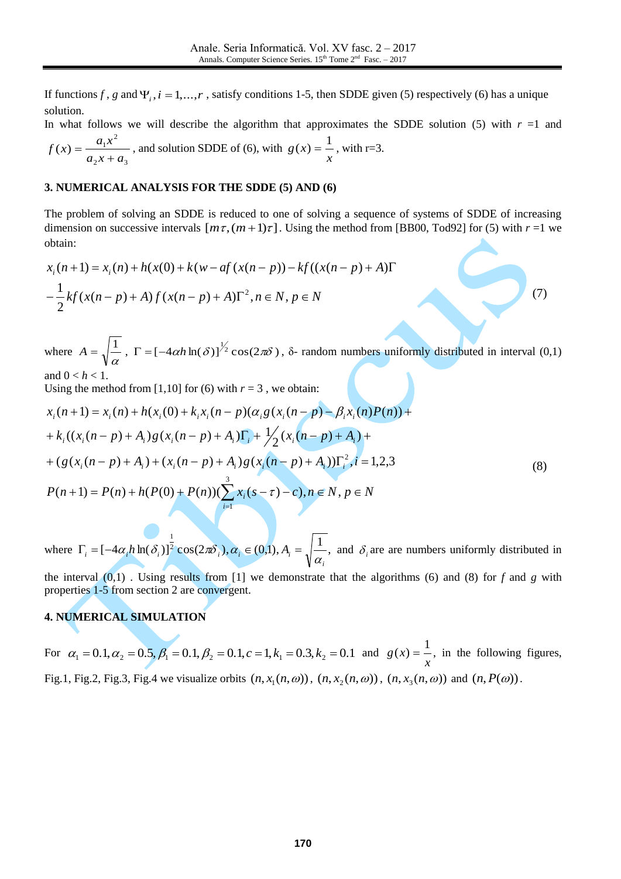If functions $f$, $g$ and $\Psi_i, i = 1,\ldots,r$, satisfy conditions 1-5, then SDDE given (5) respectively (6) has a unique solution.

In what follows we will describe the algorithm that approximates the SDDE solution (5) with $r = 1$ and $f(x) = \dfrac{a_1 x^2}{a_2 x + a_3}$, and solution SDDE of (6), with $g(x) = \dfrac{1}{x}$, with r=3.

## 3. NUMERICAL ANALYSIS FOR THE SDDE (5) AND (6)

The problem of solving an SDDE is reduced to one of solving a sequence of systems of SDDE of increasing dimension on successive intervals $[m\tau,(m+1)\tau]$. Using the method from [BB00, Tod92] for (5) with $r = 1$ we obtain:

$$
\begin{aligned}
x_i(n+1) &= x_i(n) + h(x(0) + k(w - af(x(n-p)) - kf((x(n-p)+A)\Gamma \\
&- \frac{1}{2}kf(x(n-p)+A)f(x(n-p)+A)\Gamma^2, n \in N, p \in N
\end{aligned}
\tag{7}
$$

where $A = \sqrt{\dfrac{1}{\alpha}}$, $\Gamma = [-4\alpha h \ln(\delta)]^{1/2}\cos(2\pi\delta)$, δ- random numbers uniformly distributed in interval (0,1) and $0 < h < 1$.

Using the method from [1,10] for (6) with $r = 3$, we obtain:

$$
\begin{aligned}
x_i(n+1) &= x_i(n) + h(x_i(0) + k_i x_i(n-p)(\alpha_i g(x_i(n-p) - \beta_i x_i(n)P(n)) + \\
&+ k_i((x_i(n-p)+A_i)g(x_i(n-p)+A_i)\Gamma_i + \tfrac{1}{2}(x_i(n-p)+A_i) + \\
&+ (g(x_i(n-p)+A_i) + (x_i(n-p)+A_i)g(x_i(n-p)+A_i))\Gamma_i^2, i = 1,2,3 \\
P(n+1) &= P(n) + h(P(0) + P(n))(\sum_{i=1}^{3} x_i(s-\tau) - c), n \in N, p \in N
\end{aligned}
\tag{8}
$$

where $\Gamma_i = [-4\alpha_i h \ln(\delta_i)]^{\frac{1}{2}}\cos(2\pi\delta_i), \alpha_i \in (0,1), A_i = \sqrt{\dfrac{1}{\alpha_i}}$, and $\delta_i$ are are numbers uniformly distributed in the interval (0,1). Using results from [1] we demonstrate that the algorithms (6) and (8) for $f$ and $g$ with properties 1-5 from section 2 are convergent.

## 4. NUMERICAL SIMULATION

For $\alpha_1 = 0.1, \alpha_2 = 0.5, \beta_1 = 0.1, \beta_2 = 0.1, c = 1, k_1 = 0.3, k_2 = 0.1$ and $g(x) = \dfrac{1}{x}$, in the following figures, Fig.1, Fig.2, Fig.3, Fig.4 we visualize orbits $(n, x_1(n,\omega))$, $(n, x_2(n,\omega))$, $(n, x_3(n,\omega))$ and $(n, P(\omega))$.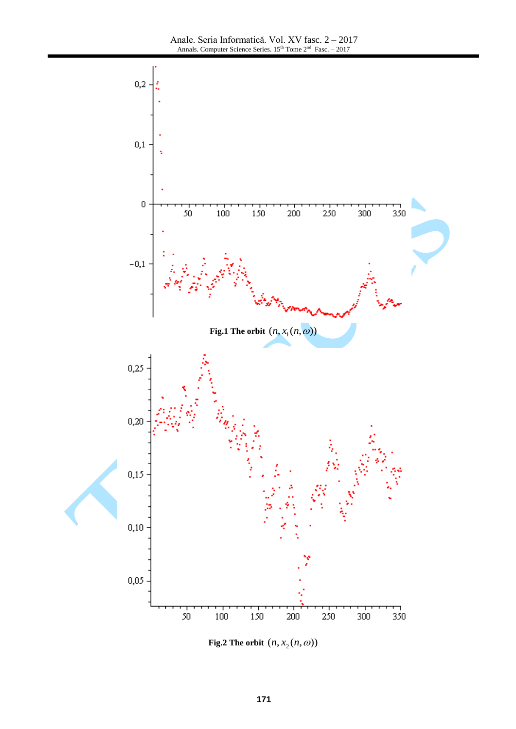**Fig.1 The orbit** $(n, x_1(n,\omega))$

**Fig.2 The orbit** $(n, x_2(n,\omega))$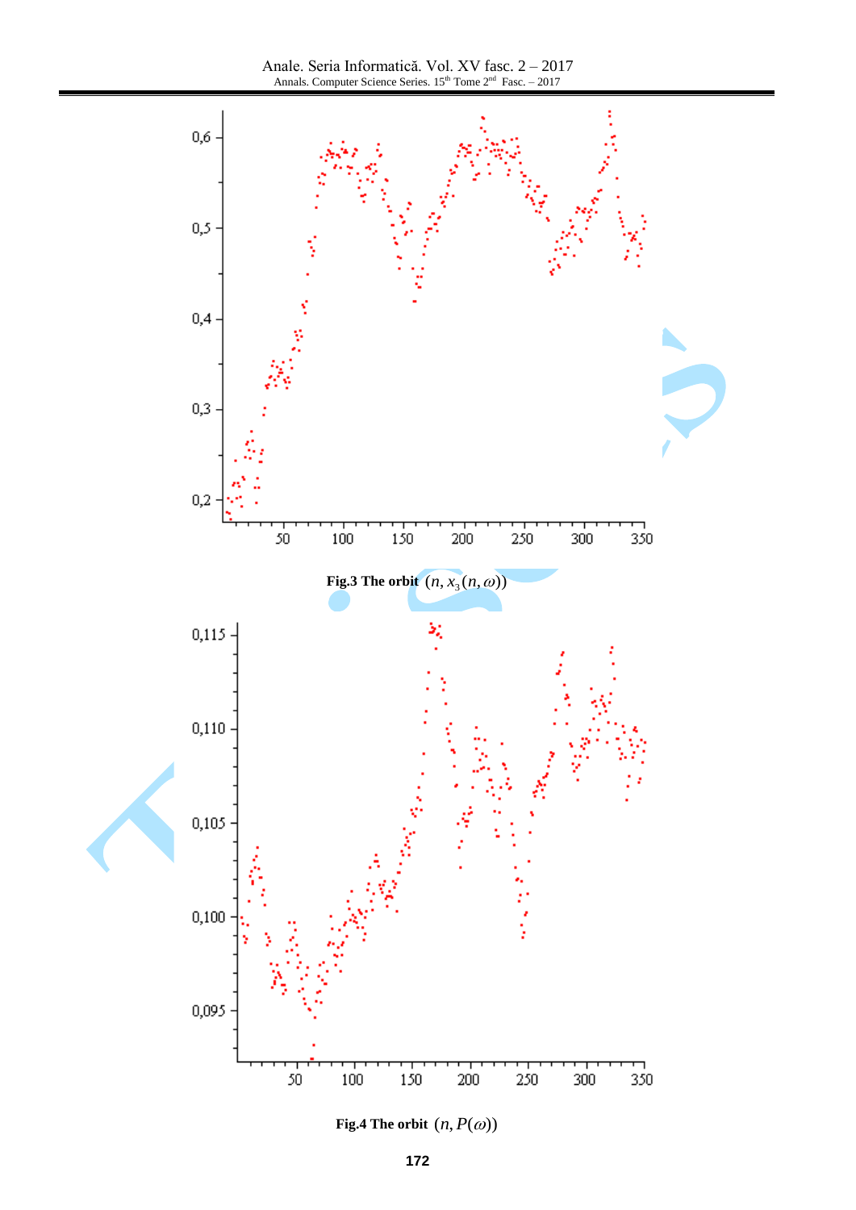**Fig.3 The orbit** $(n, x_3(n, \omega))$

**Fig.4 The orbit** $(n, P(\omega))$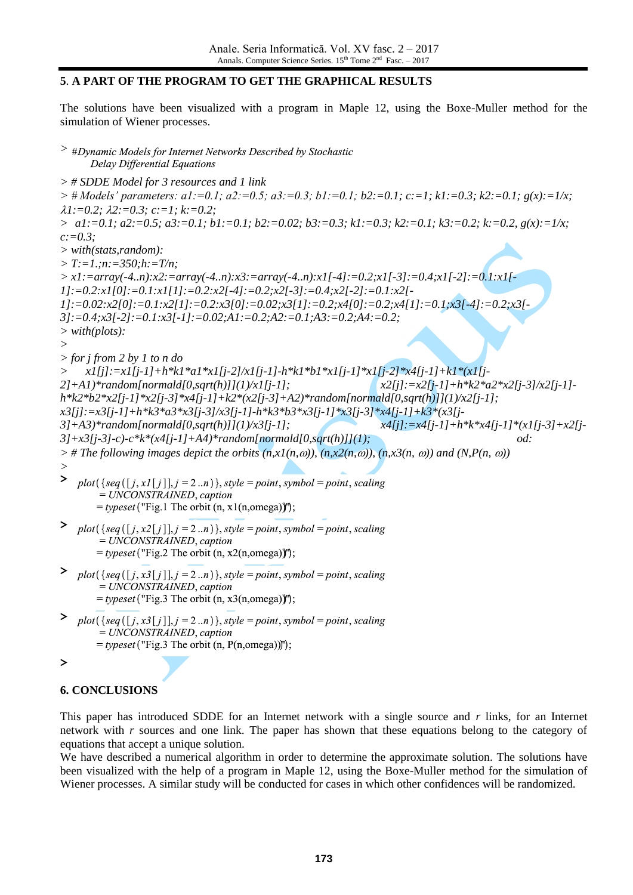## 5. A PART OF THE PROGRAM TO GET THE GRAPHICAL RESULTS

The solutions have been visualized with a program in Maple 12, using the Boxe-Muller method for the simulation of Wiener processes.

```
> #Dynamic Models for Internet Networks Described by Stochastic
     Delay Differential Equations
> # SDDE Model for 3 resources and 1 link
> # Models' parameters: a1:=0.1; a2:=0.5; a3:=0.3; b1:=0.1; b2:=0.1; c:=1; k1:=0.3; k2:=0.1; g(x):=1/x;
λ1:=0.2; λ2:=0.3; c:=1; k:=0.2;
> a1:=0.1; a2:=0.5; a3:=0.1; b1:=0.1; b2:=0.02; b3:=0.3; k1:=0.3; k2:=0.1; k3:=0.2; k:=0.2, g(x):=1/x;
c:=0.3;
> with(stats,random):
> T:=1.;n:=350;h:=T/n;
> x1:=array(-4..n):x2:=array(-4..n):x3:=array(-4..n):x1[-4]:=0.2;x1[-3]:=0.4;x1[-2]:=0.1:x1[-
1]:=0.2:x1[0]:=0.1:x1[1]:=0.2:x2[-4]:=0.2;x2[-3]:=0.4;x2[-2]:=0.1:x2[-
1]:=0.02:x2[0]:=0.1:x2[1]:=0.2:x3[0]:=0.02;x3[1]:=0.2;x4[0]:=0.2;x4[1]:=0.1;x3[-4]:=0.2;x3[-
3]:=0.4;x3[-2]:=0.1:x3[-1]:=0.02;A1:=0.2;A2:=0.1;A3:=0.2;A4:=0.2;
> with(plots):
>
> for j from 2 by 1 to n do
>   x1[j]:=x1[j-1]+h*k1*a1*x1[j-2]/x1[j-1]-h*k1*b1*x1[j-1]*x1[j-2]*x4[j-1]+k1*(x1[j-
2]+A1)*random[normald[0,sqrt(h)]](1)/x1[j-1];          x2[j]:=x2[j-1]+h*k2*a2*x2[j-3]/x2[j-1]-
h*k2*b2*x2[j-1]*x2[j-3]*x4[j-1]+k2*(x2[j-3]+A2)*random[normald[0,sqrt(h)]](1)/x2[j-1];
x3[j]:=x3[j-1]+h*k3*a3*x3[j-3]/x3[j-1]-h*k3*b3*x3[j-1]*x3[j-3]*x4[j-1]+k3*(x3[j-
3]+A3)*random[normald[0,sqrt(h)]](1)/x3[j-1];          x4[j]:=x4[j-1]+h*k*x4[j-1]*(x1[j-3]+x2[j-
3]+x3[j-3]-c)-c*k*(x4[j-1]+A4)*random[normald[0,sqrt(h)]](1);                       od:
> # The following images depict the orbits (n,x1(n,ω)), (n,x2(n,ω)), (n,x3(n, ω)) and (N,P(n, ω))
>
> plot({seq([j, x1[j]], j = 2 ..n)}, style = point, symbol = point, scaling
     = UNCONSTRAINED, caption
     = typeset("Fig.1 The orbit (n, x1(n,omega))"));
> plot({seq([j, x2[j]], j = 2 ..n)}, style = point, symbol = point, scaling
     = UNCONSTRAINED, caption
     = typeset("Fig.2 The orbit (n, x2(n,omega))"));
> plot({seq([j, x3[j]], j = 2 ..n)}, style = point, symbol = point, scaling
     = UNCONSTRAINED, caption
     = typeset("Fig.3 The orbit (n, x3(n,omega))"));
> plot({seq([j, x3[j]], j = 2 ..n)}, style = point, symbol = point, scaling
     = UNCONSTRAINED, caption
     = typeset("Fig.3 The orbit (n, P(n,omega))"));
>
```

## 6. CONCLUSIONS

This paper has introduced SDDE for an Internet network with a single source and $r$ links, for an Internet network with $r$ sources and one link. The paper has shown that these equations belong to the category of equations that accept a unique solution.

We have described a numerical algorithm in order to determine the approximate solution. The solutions have been visualized with the help of a program in Maple 12, using the Boxe-Muller method for the simulation of Wiener processes. A similar study will be conducted for cases in which other confidences will be randomized.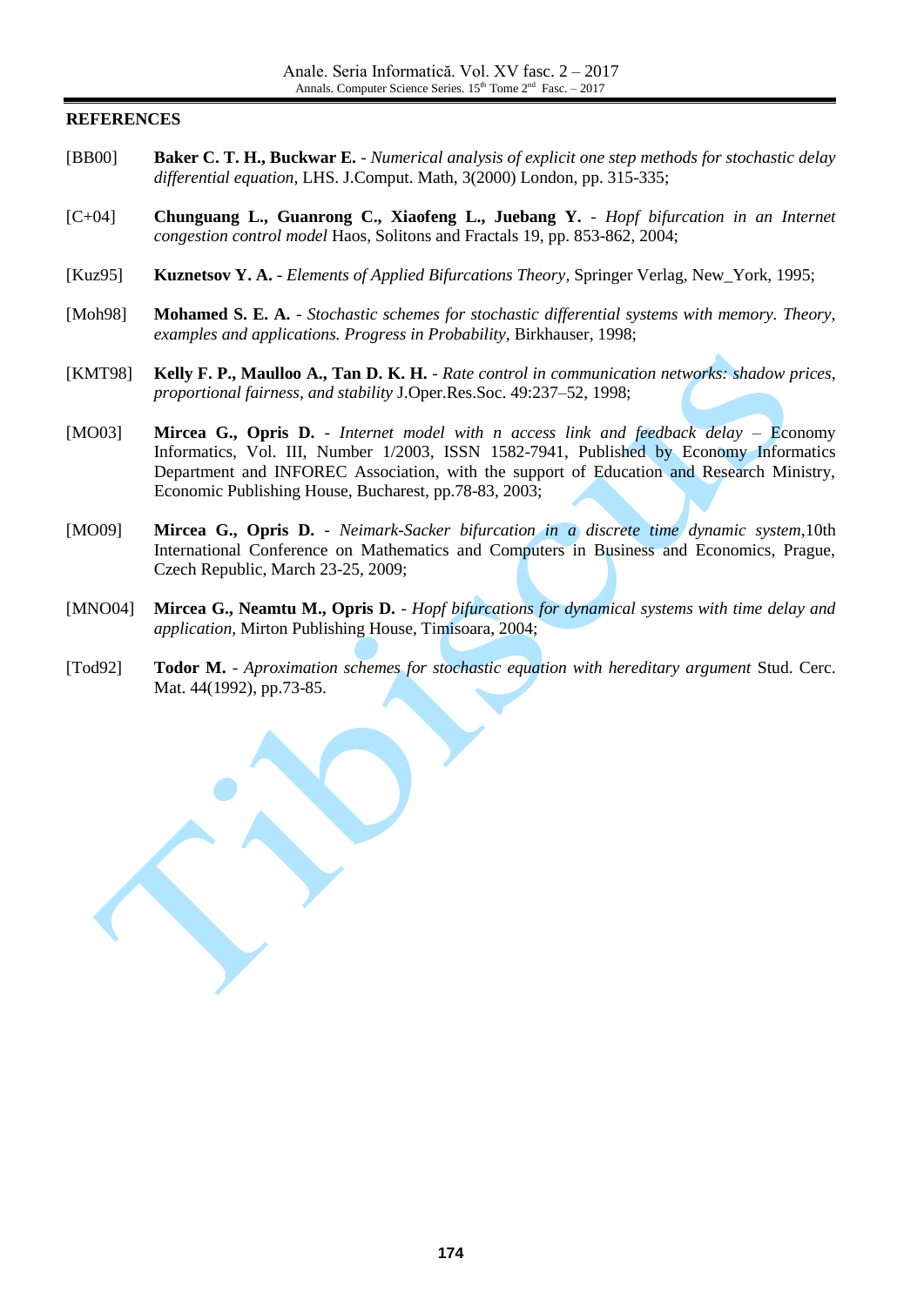## REFERENCES

[BB00] **Baker C. T. H., Buckwar E.** - *Numerical analysis of explicit one step methods for stochastic delay differential equation*, LHS. J.Comput. Math, 3(2000) London, pp. 315-335;

[C+04] **Chunguang L., Guanrong C., Xiaofeng L., Juebang Y.** - *Hopf bifurcation in an Internet congestion control model* Haos, Solitons and Fractals 19, pp. 853-862, 2004;

[Kuz95] **Kuznetsov Y. A.** - *Elements of Applied Bifurcations Theory*, Springer Verlag, New_York, 1995;

[Moh98] **Mohamed S. E. A.** - *Stochastic schemes for stochastic differential systems with memory. Theory, examples and applications. Progress in Probability*, Birkhauser, 1998;

[KMT98] **Kelly F. P., Maulloo A., Tan D. K. H.** - *Rate control in communication networks: shadow prices, proportional fairness, and stability* J.Oper.Res.Soc. 49:237–52, 1998;

[MO03] **Mircea G., Opris D.** - *Internet model with n access link and feedback delay* – Economy Informatics, Vol. III, Number 1/2003, ISSN 1582-7941, Published by Economy Informatics Department and INFOREC Association, with the support of Education and Research Ministry, Economic Publishing House, Bucharest, pp.78-83, 2003;

[MO09] **Mircea G., Opris D.** - *Neimark-Sacker bifurcation in a discrete time dynamic system*,10th International Conference on Mathematics and Computers in Business and Economics, Prague, Czech Republic, March 23-25, 2009;

[MNO04] **Mircea G., Neamtu M., Opris D.** - *Hopf bifurcations for dynamical systems with time delay and application*, Mirton Publishing House, Timisoara, 2004;

[Tod92] **Todor M.** - *Aproximation schemes for stochastic equation with hereditary argument* Stud. Cerc. Mat. 44(1992), pp.73-85.